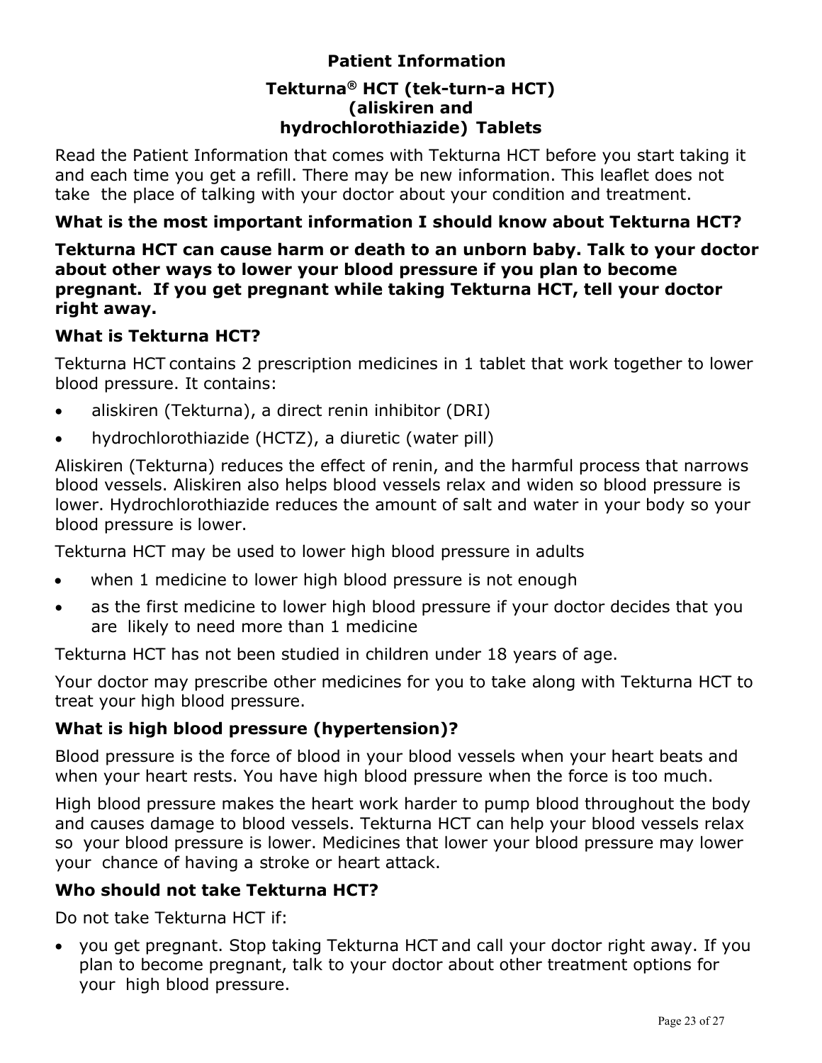# Patient Information

## Tekturna® HCT (tek-turn-a HCT) (aliskiren and hydrochlorothiazide) Tablets

Read the Patient Information that comes with Tekturna HCT before you start taking it and each time you get a refill. There may be new information. This leaflet does not take the place of talking with your doctor about your condition and treatment.

### What is the most important information I should know about Tekturna HCT?

**Tekturna HCT can cause harm or death to an unborn baby. Talk to your doctor about other ways to lower your blood pressure if you plan to become pregnant. If you get pregnant while taking Tekturna HCT, tell your doctor right away.**

### What is Tekturna HCT?

Tekturna HCT contains 2 prescription medicines in 1 tablet that work together to lower blood pressure. It contains:

- aliskiren (Tekturna), a direct renin inhibitor (DRI)
- hydrochlorothiazide (HCTZ), a diuretic (water pill)

Aliskiren (Tekturna) reduces the effect of renin, and the harmful process that narrows blood vessels. Aliskiren also helps blood vessels relax and widen so blood pressure is lower. Hydrochlorothiazide reduces the amount of salt and water in your body so your blood pressure is lower.

Tekturna HCT may be used to lower high blood pressure in adults

- when 1 medicine to lower high blood pressure is not enough
- as the first medicine to lower high blood pressure if your doctor decides that you are likely to need more than 1 medicine

Tekturna HCT has not been studied in children under 18 years of age.

Your doctor may prescribe other medicines for you to take along with Tekturna HCT to treat your high blood pressure.

### What is high blood pressure (hypertension)?

Blood pressure is the force of blood in your blood vessels when your heart beats and when your heart rests. You have high blood pressure when the force is too much.

High blood pressure makes the heart work harder to pump blood throughout the body and causes damage to blood vessels. Tekturna HCT can help your blood vessels relax so your blood pressure is lower. Medicines that lower your blood pressure may lower your chance of having a stroke or heart attack.

### Who should not take Tekturna HCT?

Do not take Tekturna HCT if:

- you get pregnant. Stop taking Tekturna HCT and call your doctor right away. If you plan to become pregnant, talk to your doctor about other treatment options for your high blood pressure.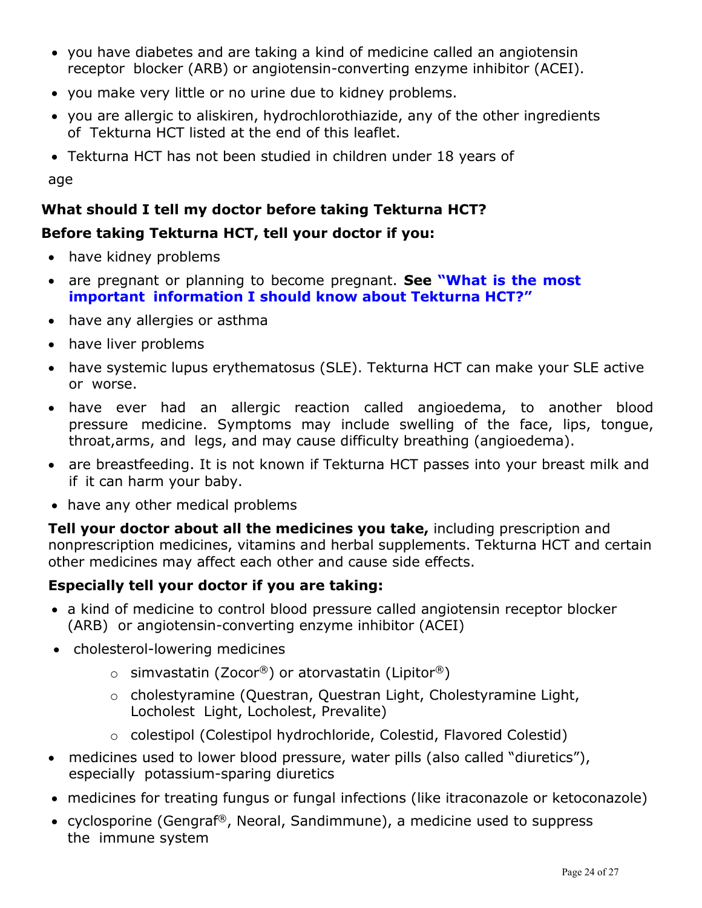- you have diabetes and are taking a kind of medicine called an angiotensin receptor blocker (ARB) or angiotensin-converting enzyme inhibitor (ACEI).
- you make very little or no urine due to kidney problems.
- you are allergic to aliskiren, hydrochlorothiazide, any of the other ingredients of Tekturna HCT listed at the end of this leaflet.
- Tekturna HCT has not been studied in children under 18 years of age

**What should I tell my doctor before taking Tekturna HCT?**

**Before taking Tekturna HCT, tell your doctor if you:**

- have kidney problems
- are pregnant or planning to become pregnant. **See "What is the most important information I should know about Tekturna HCT?"**
- have any allergies or asthma
- have liver problems
- have systemic lupus erythematosus (SLE). Tekturna HCT can make your SLE active or worse.
- have ever had an allergic reaction called angioedema, to another blood pressure medicine. Symptoms may include swelling of the face, lips, tongue, throat,arms, and legs, and may cause difficulty breathing (angioedema).
- are breastfeeding. It is not known if Tekturna HCT passes into your breast milk and if it can harm your baby.
- have any other medical problems

**Tell your doctor about all the medicines you take,** including prescription and nonprescription medicines, vitamins and herbal supplements. Tekturna HCT and certain other medicines may affect each other and cause side effects.

**Especially tell your doctor if you are taking:**

- a kind of medicine to control blood pressure called angiotensin receptor blocker (ARB) or angiotensin-converting enzyme inhibitor (ACEI)
- cholesterol-lowering medicines
  - simvastatin (Zocor®) or atorvastatin (Lipitor®)
  - cholestyramine (Questran, Questran Light, Cholestyramine Light, Locholest Light, Locholest, Prevalite)
  - colestipol (Colestipol hydrochloride, Colestid, Flavored Colestid)
- medicines used to lower blood pressure, water pills (also called "diuretics"), especially potassium-sparing diuretics
- medicines for treating fungus or fungal infections (like itraconazole or ketoconazole)
- cyclosporine (Gengraf®, Neoral, Sandimmune), a medicine used to suppress the immune system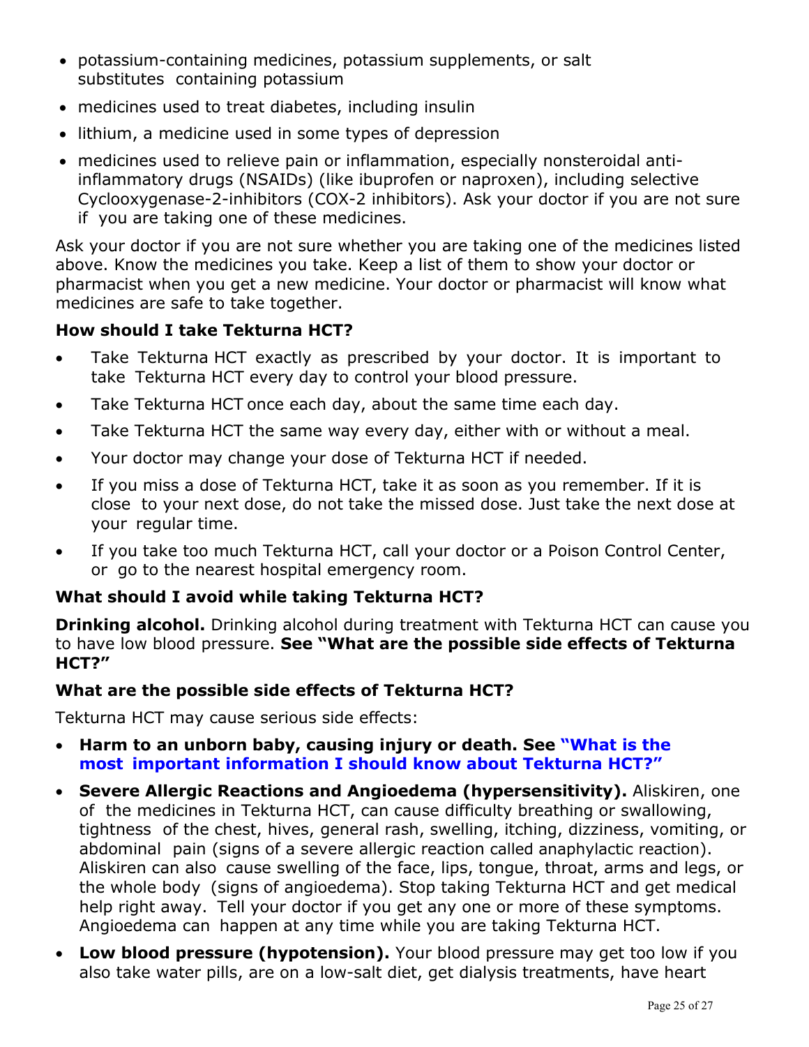- potassium-containing medicines, potassium supplements, or salt substitutes containing potassium
- medicines used to treat diabetes, including insulin
- lithium, a medicine used in some types of depression
- medicines used to relieve pain or inflammation, especially nonsteroidal anti-inflammatory drugs (NSAIDs) (like ibuprofen or naproxen), including selective Cyclooxygenase-2-inhibitors (COX-2 inhibitors). Ask your doctor if you are not sure if you are taking one of these medicines.

Ask your doctor if you are not sure whether you are taking one of the medicines listed above. Know the medicines you take. Keep a list of them to show your doctor or pharmacist when you get a new medicine. Your doctor or pharmacist will know what medicines are safe to take together.

### How should I take Tekturna HCT?

- Take Tekturna HCT exactly as prescribed by your doctor. It is important to take Tekturna HCT every day to control your blood pressure.
- Take Tekturna HCT once each day, about the same time each day.
- Take Tekturna HCT the same way every day, either with or without a meal.
- Your doctor may change your dose of Tekturna HCT if needed.
- If you miss a dose of Tekturna HCT, take it as soon as you remember. If it is close to your next dose, do not take the missed dose. Just take the next dose at your regular time.
- If you take too much Tekturna HCT, call your doctor or a Poison Control Center, or go to the nearest hospital emergency room.

### What should I avoid while taking Tekturna HCT?

**Drinking alcohol.** Drinking alcohol during treatment with Tekturna HCT can cause you to have low blood pressure. **See "What are the possible side effects of Tekturna HCT?"**

### What are the possible side effects of Tekturna HCT?

Tekturna HCT may cause serious side effects:

- **Harm to an unborn baby, causing injury or death. See "What is the most important information I should know about Tekturna HCT?"**
- **Severe Allergic Reactions and Angioedema (hypersensitivity).** Aliskiren, one of the medicines in Tekturna HCT, can cause difficulty breathing or swallowing, tightness of the chest, hives, general rash, swelling, itching, dizziness, vomiting, or abdominal pain (signs of a severe allergic reaction called anaphylactic reaction). Aliskiren can also cause swelling of the face, lips, tongue, throat, arms and legs, or the whole body (signs of angioedema). Stop taking Tekturna HCT and get medical help right away. Tell your doctor if you get any one or more of these symptoms. Angioedema can happen at any time while you are taking Tekturna HCT.
- **Low blood pressure (hypotension).** Your blood pressure may get too low if you also take water pills, are on a low-salt diet, get dialysis treatments, have heart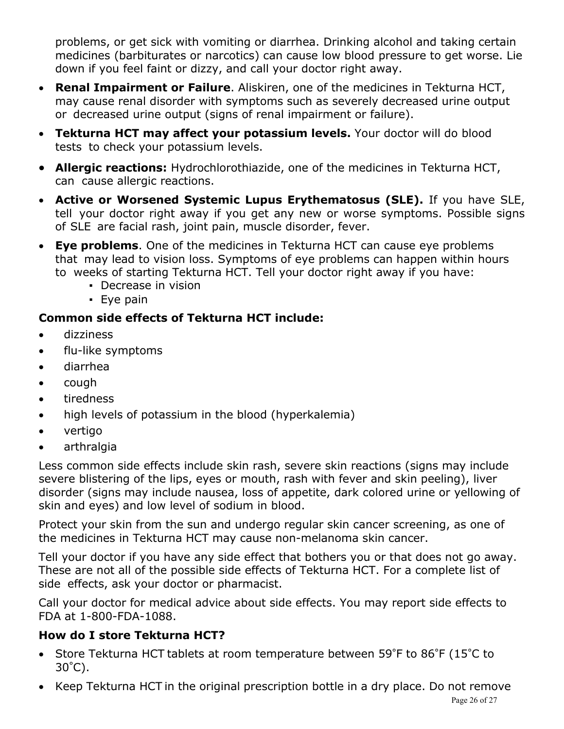problems, or get sick with vomiting or diarrhea. Drinking alcohol and taking certain medicines (barbiturates or narcotics) can cause low blood pressure to get worse. Lie down if you feel faint or dizzy, and call your doctor right away.

- **Renal Impairment or Failure**. Aliskiren, one of the medicines in Tekturna HCT, may cause renal disorder with symptoms such as severely decreased urine output or decreased urine output (signs of renal impairment or failure).
- **Tekturna HCT may affect your potassium levels.** Your doctor will do blood tests to check your potassium levels.
- **Allergic reactions:** Hydrochlorothiazide, one of the medicines in Tekturna HCT, can cause allergic reactions.
- **Active or Worsened Systemic Lupus Erythematosus (SLE).** If you have SLE, tell your doctor right away if you get any new or worse symptoms. Possible signs of SLE are facial rash, joint pain, muscle disorder, fever.
- **Eye problems**. One of the medicines in Tekturna HCT can cause eye problems that may lead to vision loss. Symptoms of eye problems can happen within hours to weeks of starting Tekturna HCT. Tell your doctor right away if you have:
  - Decrease in vision
  - Eye pain

**Common side effects of Tekturna HCT include:**

- dizziness
- flu-like symptoms
- diarrhea
- cough
- tiredness
- high levels of potassium in the blood (hyperkalemia)
- vertigo
- arthralgia

Less common side effects include skin rash, severe skin reactions (signs may include severe blistering of the lips, eyes or mouth, rash with fever and skin peeling), liver disorder (signs may include nausea, loss of appetite, dark colored urine or yellowing of skin and eyes) and low level of sodium in blood.

Protect your skin from the sun and undergo regular skin cancer screening, as one of the medicines in Tekturna HCT may cause non-melanoma skin cancer.

Tell your doctor if you have any side effect that bothers you or that does not go away. These are not all of the possible side effects of Tekturna HCT. For a complete list of side effects, ask your doctor or pharmacist.

Call your doctor for medical advice about side effects. You may report side effects to FDA at 1-800-FDA-1088.

**How do I store Tekturna HCT?**

- Store Tekturna HCT tablets at room temperature between 59˚F to 86˚F (15˚C to 30˚C).
- Keep Tekturna HCT in the original prescription bottle in a dry place. Do not remove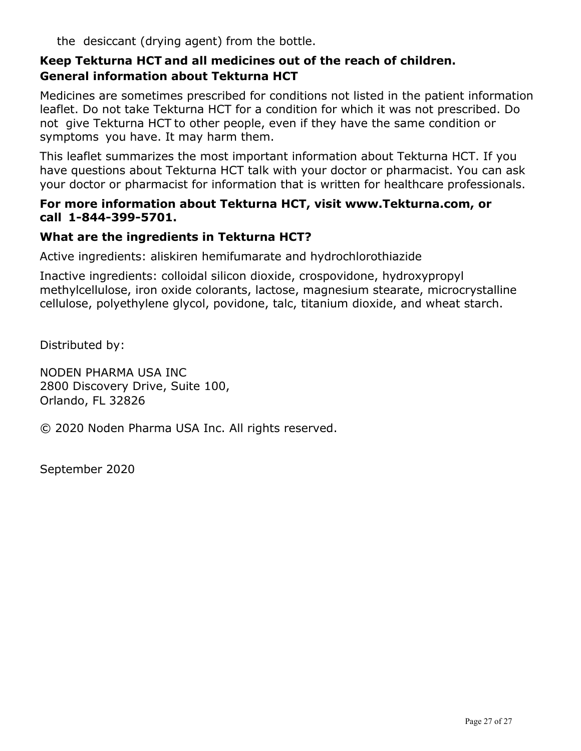the desiccant (drying agent) from the bottle.

**Keep Tekturna HCT and all medicines out of the reach of children.**

**General information about Tekturna HCT**

Medicines are sometimes prescribed for conditions not listed in the patient information leaflet. Do not take Tekturna HCT for a condition for which it was not prescribed. Do not give Tekturna HCT to other people, even if they have the same condition or symptoms you have. It may harm them.

This leaflet summarizes the most important information about Tekturna HCT. If you have questions about Tekturna HCT talk with your doctor or pharmacist. You can ask your doctor or pharmacist for information that is written for healthcare professionals.

**For more information about Tekturna HCT, visit www.Tekturna.com, or call 1-844-399-5701.**

**What are the ingredients in Tekturna HCT?**

Active ingredients: aliskiren hemifumarate and hydrochlorothiazide

Inactive ingredients: colloidal silicon dioxide, crospovidone, hydroxypropyl methylcellulose, iron oxide colorants, lactose, magnesium stearate, microcrystalline cellulose, polyethylene glycol, povidone, talc, titanium dioxide, and wheat starch.

Distributed by:

NODEN PHARMA USA INC
2800 Discovery Drive, Suite 100,
Orlando, FL 32826

© 2020 Noden Pharma USA Inc. All rights reserved.

September 2020